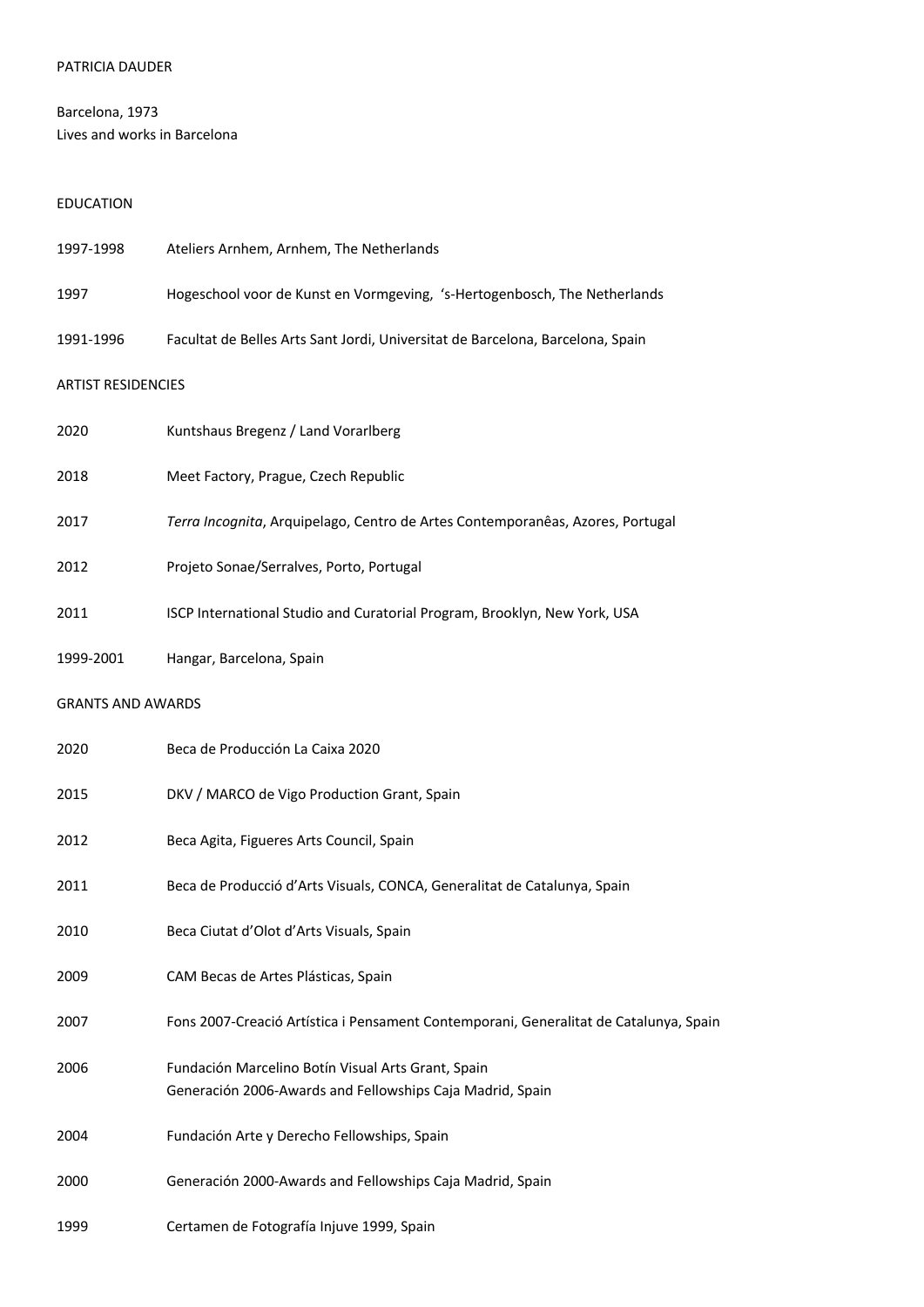# PATRICIA DAUDER

Barcelona, 1973
Lives and works in Barcelona

## EDUCATION

1997-1998 Ateliers Arnhem, Arnhem, The Netherlands

1997 Hogeschool voor de Kunst en Vormgeving, 's-Hertogenbosch, The Netherlands

1991-1996 Facultat de Belles Arts Sant Jordi, Universitat de Barcelona, Barcelona, Spain

## ARTIST RESIDENCIES

2020 Kuntshaus Bregenz / Land Vorarlberg

2018 Meet Factory, Prague, Czech Republic

2017 *Terra Incognita*, Arquipelago, Centro de Artes Contemporanêas, Azores, Portugal

2012 Projeto Sonae/Serralves, Porto, Portugal

2011 ISCP International Studio and Curatorial Program, Brooklyn, New York, USA

1999-2001 Hangar, Barcelona, Spain

## GRANTS AND AWARDS

2020 Beca de Producción La Caixa 2020

2015 DKV / MARCO de Vigo Production Grant, Spain

2012 Beca Agita, Figueres Arts Council, Spain

2011 Beca de Producció d'Arts Visuals, CONCA, Generalitat de Catalunya, Spain

2010 Beca Ciutat d'Olot d'Arts Visuals, Spain

2009 CAM Becas de Artes Plásticas, Spain

2007 Fons 2007-Creació Artística i Pensament Contemporani, Generalitat de Catalunya, Spain

2006 Fundación Marcelino Botín Visual Arts Grant, Spain
Generación 2006-Awards and Fellowships Caja Madrid, Spain

2004 Fundación Arte y Derecho Fellowships, Spain

2000 Generación 2000-Awards and Fellowships Caja Madrid, Spain

1999 Certamen de Fotografía Injuve 1999, Spain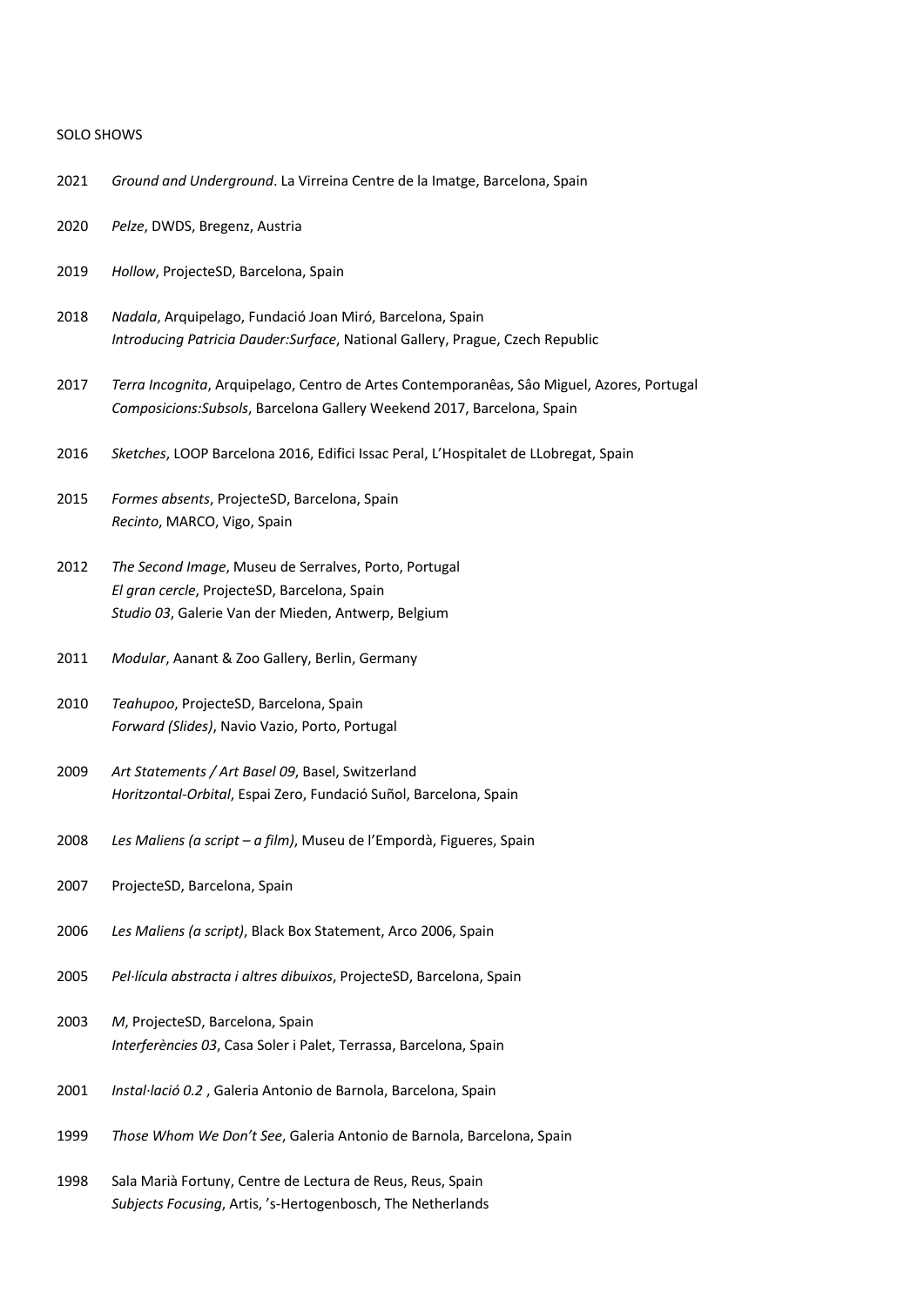SOLO SHOWS

2021 *Ground and Underground*. La Virreina Centre de la Imatge, Barcelona, Spain

2020 *Pelze*, DWDS, Bregenz, Austria

2019 *Hollow*, ProjecteSD, Barcelona, Spain

2018 *Nadala*, Arquipelago, Fundació Joan Miró, Barcelona, Spain
*Introducing Patricia Dauder:Surface*, National Gallery, Prague, Czech Republic

2017 *Terra Incognita*, Arquipelago, Centro de Artes Contemporanêas, Sâo Miguel, Azores, Portugal
*Composicions:Subsols*, Barcelona Gallery Weekend 2017, Barcelona, Spain

2016 *Sketches*, LOOP Barcelona 2016, Edifici Issac Peral, L'Hospitalet de LLobregat, Spain

2015 *Formes absents*, ProjecteSD, Barcelona, Spain
*Recinto*, MARCO, Vigo, Spain

2012 *The Second Image*, Museu de Serralves, Porto, Portugal
*El gran cercle*, ProjecteSD, Barcelona, Spain
*Studio 03*, Galerie Van der Mieden, Antwerp, Belgium

2011 *Modular*, Aanant & Zoo Gallery, Berlin, Germany

2010 *Teahupoo*, ProjecteSD, Barcelona, Spain
*Forward (Slides)*, Navio Vazio, Porto, Portugal

2009 *Art Statements / Art Basel 09*, Basel, Switzerland
*Horitzontal-Orbital*, Espai Zero, Fundació Suñol, Barcelona, Spain

2008 *Les Maliens (a script – a film)*, Museu de l'Empordà, Figueres, Spain

2007 ProjecteSD, Barcelona, Spain

2006 *Les Maliens (a script)*, Black Box Statement, Arco 2006, Spain

2005 *Pel·lícula abstracta i altres dibuixos*, ProjecteSD, Barcelona, Spain

2003 *M*, ProjecteSD, Barcelona, Spain
*Interferències 03*, Casa Soler i Palet, Terrassa, Barcelona, Spain

2001 *Instal·lació 0.2* , Galeria Antonio de Barnola, Barcelona, Spain

1999 *Those Whom We Don't See*, Galeria Antonio de Barnola, Barcelona, Spain

1998 Sala Marià Fortuny, Centre de Lectura de Reus, Reus, Spain
*Subjects Focusing*, Artis, 's-Hertogenbosch, The Netherlands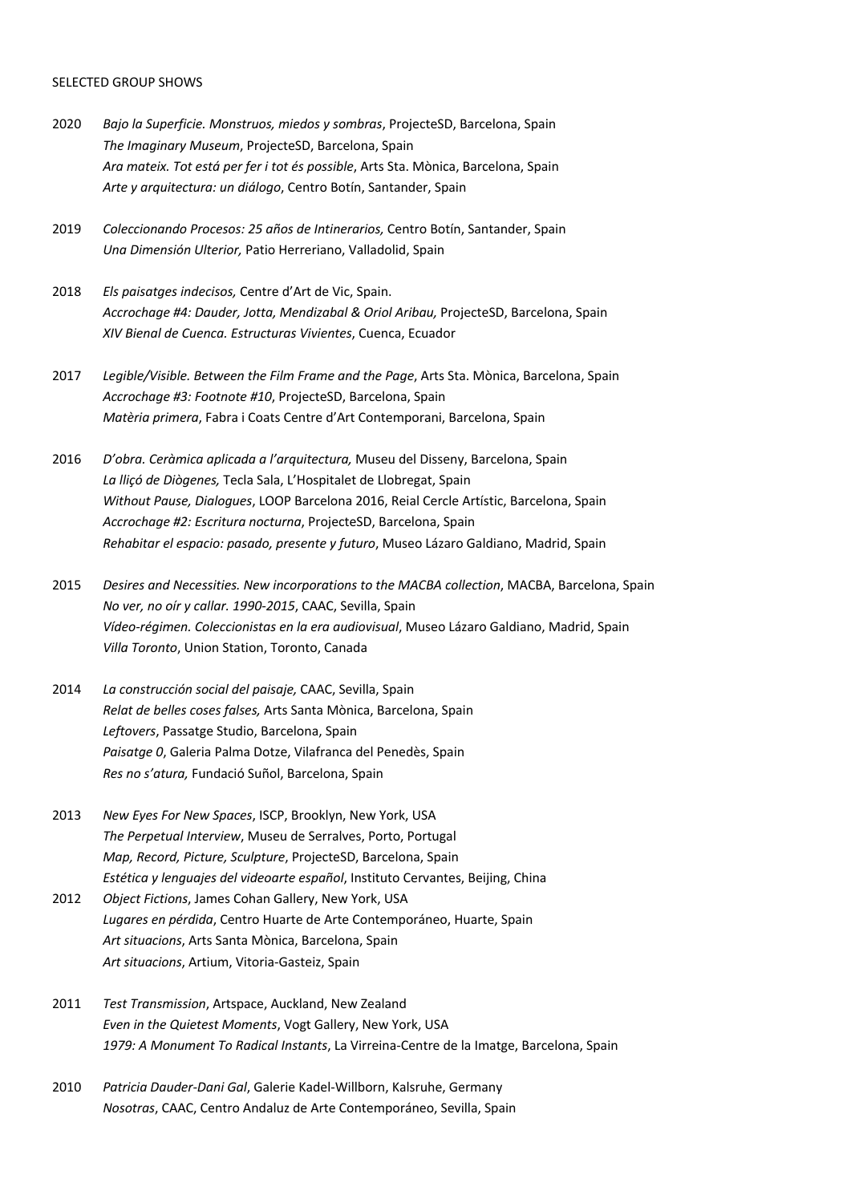SELECTED GROUP SHOWS

2020 *Bajo la Superficie. Monstruos, miedos y sombras*, ProjecteSD, Barcelona, Spain
*The Imaginary Museum*, ProjecteSD, Barcelona, Spain
*Ara mateix. Tot está per fer i tot és possible*, Arts Sta. Mònica, Barcelona, Spain
*Arte y arquitectura: un diálogo*, Centro Botín, Santander, Spain

2019 *Coleccionando Procesos: 25 años de Intinerarios,* Centro Botín, Santander, Spain
*Una Dimensión Ulterior,* Patio Herreriano, Valladolid, Spain

2018 *Els paisatges indecisos,* Centre d'Art de Vic, Spain.
*Accrochage #4: Dauder, Jotta, Mendizabal & Oriol Aribau,* ProjecteSD, Barcelona, Spain
*XIV Bienal de Cuenca. Estructuras Vivientes*, Cuenca, Ecuador

2017 *Legible/Visible. Between the Film Frame and the Page*, Arts Sta. Mònica, Barcelona, Spain
*Accrochage #3: Footnote #10*, ProjecteSD, Barcelona, Spain
*Matèria primera*, Fabra i Coats Centre d'Art Contemporani, Barcelona, Spain

2016 *D'obra. Ceràmica aplicada a l'arquitectura,* Museu del Disseny, Barcelona, Spain
*La lliçó de Diògenes,* Tecla Sala, L'Hospitalet de Llobregat, Spain
*Without Pause, Dialogues*, LOOP Barcelona 2016, Reial Cercle Artístic, Barcelona, Spain
*Accrochage #2: Escritura nocturna*, ProjecteSD, Barcelona, Spain
*Rehabitar el espacio: pasado, presente y futuro*, Museo Lázaro Galdiano, Madrid, Spain

2015 *Desires and Necessities. New incorporations to the MACBA collection*, MACBA, Barcelona, Spain
*No ver, no oír y callar. 1990-2015*, CAAC, Sevilla, Spain
*Vídeo-régimen. Coleccionistas en la era audiovisual*, Museo Lázaro Galdiano, Madrid, Spain
*Villa Toronto*, Union Station, Toronto, Canada

2014 *La construcción social del paisaje,* CAAC, Sevilla, Spain
*Relat de belles coses falses,* Arts Santa Mònica, Barcelona, Spain
*Leftovers*, Passatge Studio, Barcelona, Spain
*Paisatge 0*, Galeria Palma Dotze, Vilafranca del Penedès, Spain
*Res no s'atura,* Fundació Suñol, Barcelona, Spain

2013 *New Eyes For New Spaces*, ISCP, Brooklyn, New York, USA
*The Perpetual Interview*, Museu de Serralves, Porto, Portugal
*Map, Record, Picture, Sculpture*, ProjecteSD, Barcelona, Spain
*Estética y lenguajes del videoarte español*, Instituto Cervantes, Beijing, China

2012 *Object Fictions*, James Cohan Gallery, New York, USA
*Lugares en pérdida*, Centro Huarte de Arte Contemporáneo, Huarte, Spain
*Art situacions*, Arts Santa Mònica, Barcelona, Spain
*Art situacions*, Artium, Vitoria-Gasteiz, Spain

2011 *Test Transmission*, Artspace, Auckland, New Zealand
*Even in the Quietest Moments*, Vogt Gallery, New York, USA
*1979: A Monument To Radical Instants*, La Virreina-Centre de la Imatge, Barcelona, Spain

2010 *Patricia Dauder-Dani Gal*, Galerie Kadel-Willborn, Kalsruhe, Germany
*Nosotras*, CAAC, Centro Andaluz de Arte Contemporáneo, Sevilla, Spain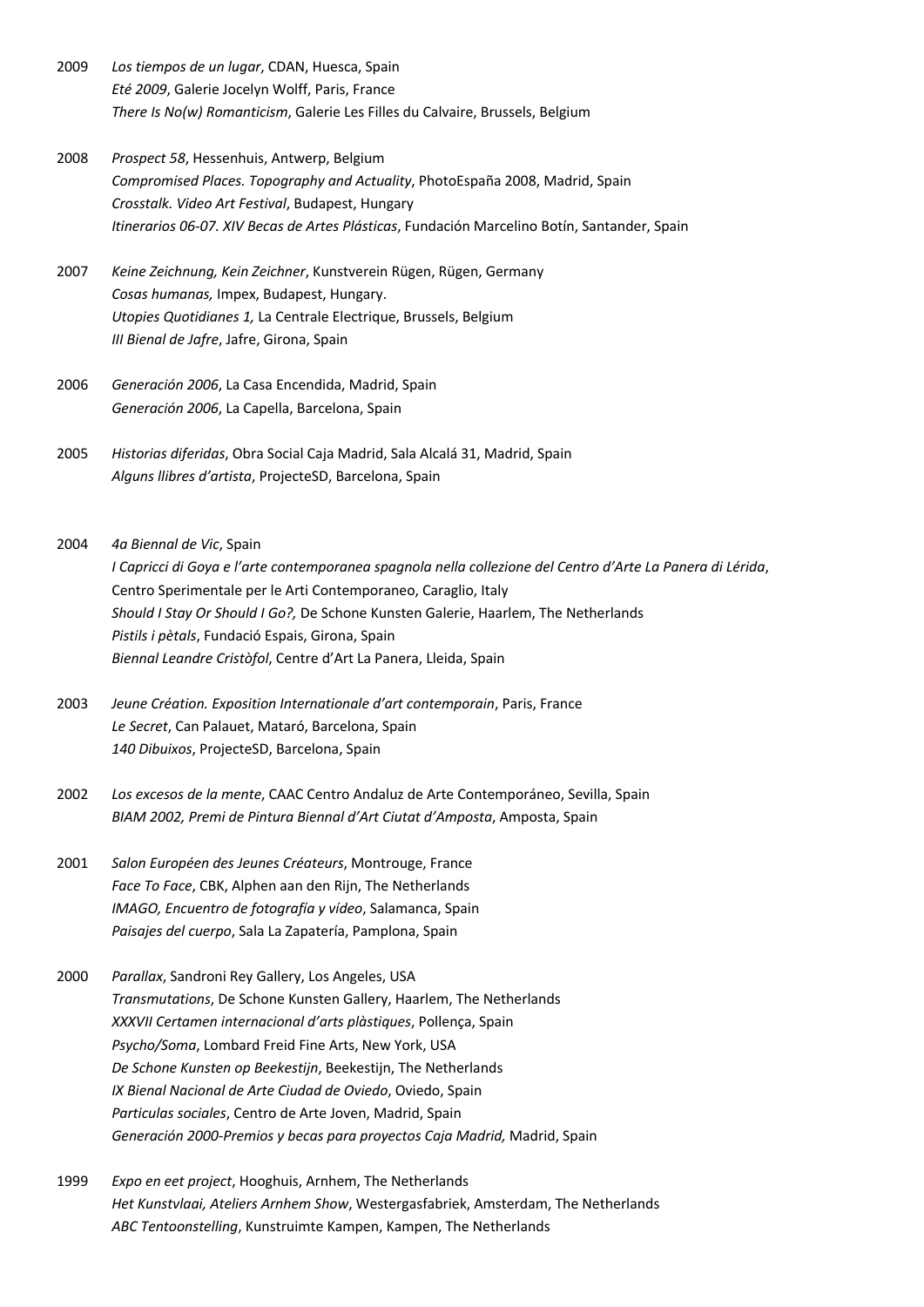2009 *Los tiempos de un lugar*, CDAN, Huesca, Spain
*Eté 2009*, Galerie Jocelyn Wolff, Paris, France
*There Is No(w) Romanticism*, Galerie Les Filles du Calvaire, Brussels, Belgium

2008 *Prospect 58*, Hessenhuis, Antwerp, Belgium
*Compromised Places. Topography and Actuality*, PhotoEspaña 2008, Madrid, Spain
*Crosstalk. Video Art Festival*, Budapest, Hungary
*Itinerarios 06-07. XIV Becas de Artes Plásticas*, Fundación Marcelino Botín, Santander, Spain

2007 *Keine Zeichnung, Kein Zeichner*, Kunstverein Rügen, Rügen, Germany
*Cosas humanas,* Impex, Budapest, Hungary.
*Utopies Quotidianes 1,* La Centrale Electrique, Brussels, Belgium
*III Bienal de Jafre*, Jafre, Girona, Spain

2006 *Generación 2006*, La Casa Encendida, Madrid, Spain
*Generación 2006*, La Capella, Barcelona, Spain

2005 *Historias diferidas*, Obra Social Caja Madrid, Sala Alcalá 31, Madrid, Spain
*Alguns llibres d'artista*, ProjecteSD, Barcelona, Spain

2004 *4a Biennal de Vic*, Spain
*I Capricci di Goya e l'arte contemporanea spagnola nella collezione del Centro d'Arte La Panera di Lérida*, Centro Sperimentale per le Arti Contemporaneo, Caraglio, Italy
*Should I Stay Or Should I Go?,* De Schone Kunsten Galerie, Haarlem, The Netherlands
*Pistils i pètals*, Fundació Espais, Girona, Spain
*Biennal Leandre Cristòfol*, Centre d'Art La Panera, Lleida, Spain

2003 *Jeune Création. Exposition Internationale d'art contemporain*, Paris, France
*Le Secret*, Can Palauet, Mataró, Barcelona, Spain
*140 Dibuixos*, ProjecteSD, Barcelona, Spain

2002 *Los excesos de la mente*, CAAC Centro Andaluz de Arte Contemporáneo, Sevilla, Spain
*BIAM 2002, Premi de Pintura Biennal d'Art Ciutat d'Amposta*, Amposta, Spain

2001 *Salon Européen des Jeunes Créateurs*, Montrouge, France
*Face To Face*, CBK, Alphen aan den Rijn, The Netherlands
*IMAGO, Encuentro de fotografía y vídeo*, Salamanca, Spain
*Paisajes del cuerpo*, Sala La Zapatería, Pamplona, Spain

2000 *Parallax*, Sandroni Rey Gallery, Los Angeles, USA
*Transmutations*, De Schone Kunsten Gallery, Haarlem, The Netherlands
*XXXVII Certamen internacional d'arts plàstiques*, Pollença, Spain
*Psycho/Soma*, Lombard Freid Fine Arts, New York, USA
*De Schone Kunsten op Beekestijn*, Beekestijn, The Netherlands
*IX Bienal Nacional de Arte Ciudad de Oviedo*, Oviedo, Spain
*Particulas sociales*, Centro de Arte Joven, Madrid, Spain
*Generación 2000-Premios y becas para proyectos Caja Madrid,* Madrid, Spain

1999 *Expo en eet project*, Hooghuis, Arnhem, The Netherlands
*Het Kunstvlaai, Ateliers Arnhem Show*, Westergasfabriek, Amsterdam, The Netherlands
*ABC Tentoonstelling*, Kunstruimte Kampen, Kampen, The Netherlands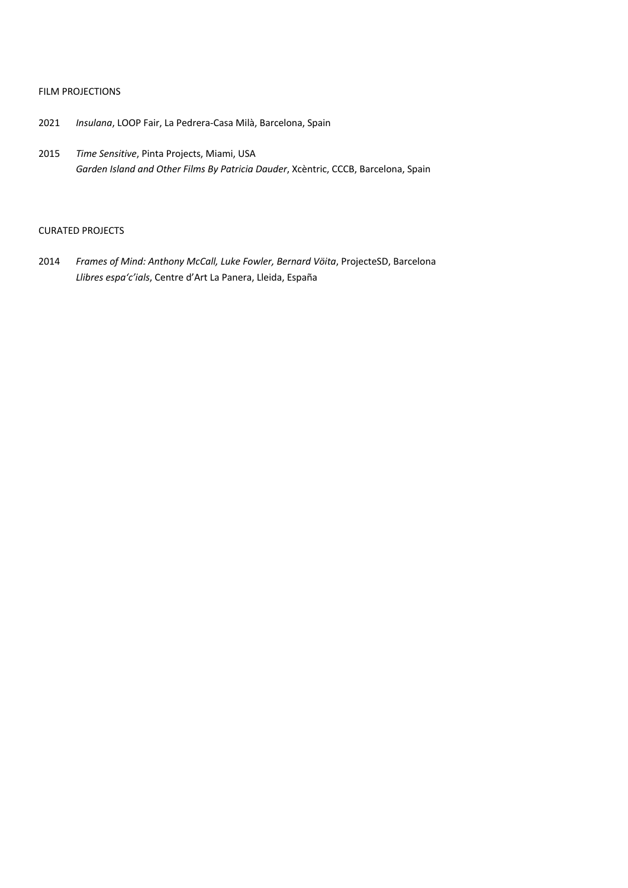FILM PROJECTIONS

2021 *Insulana*, LOOP Fair, La Pedrera-Casa Milà, Barcelona, Spain

2015 *Time Sensitive*, Pinta Projects, Miami, USA
*Garden Island and Other Films By Patricia Dauder*, Xcèntric, CCCB, Barcelona, Spain

CURATED PROJECTS

2014 *Frames of Mind: Anthony McCall, Luke Fowler, Bernard Vöita*, ProjecteSD, Barcelona
*Llibres espa'c'ials*, Centre d'Art La Panera, Lleida, España